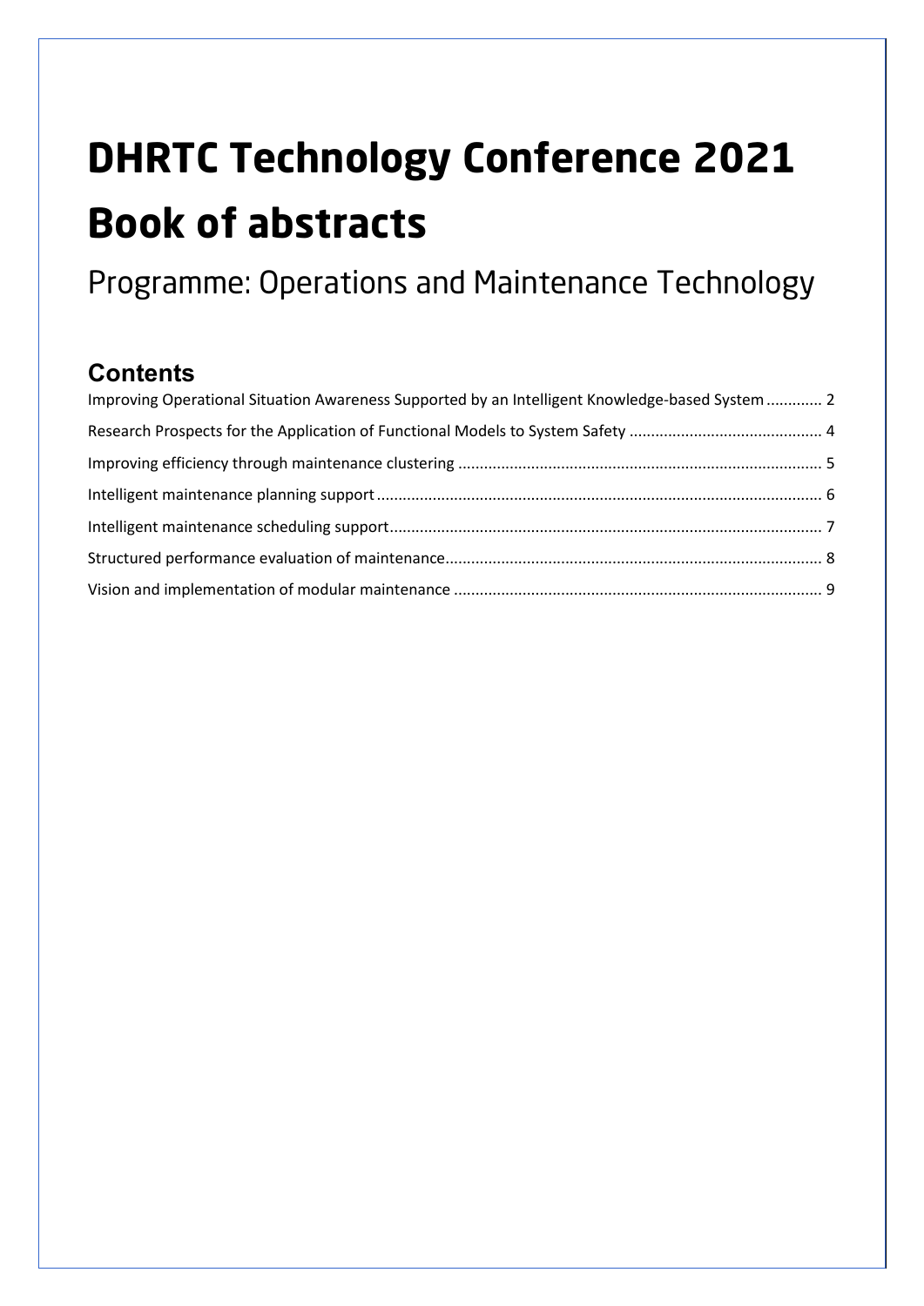# DHRTC Technology Conference 2021 Book of abstracts

Programme: Operations and Maintenance Technology

## Contents

Improving Operational Situation Awareness Supported by an Intelligent Knowledge-based System ............ 2

Research Prospects for the Application of Functional Models to System Safety ............................................ 4

Improving efficiency through maintenance clustering ................................................................................... 5

Intelligent maintenance planning support ...................................................................................................... 6

Intelligent maintenance scheduling support.................................................................................................... 7

Structured performance evaluation of maintenance...................................................................................... 8

Vision and implementation of modular maintenance .................................................................................... 9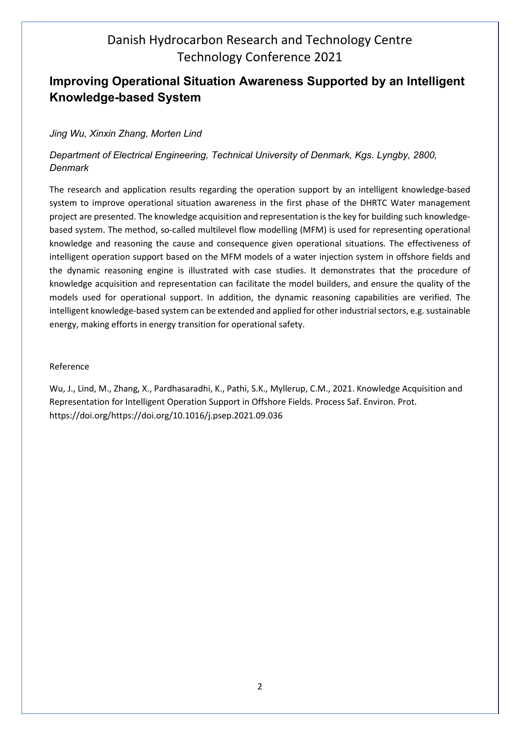# Danish Hydrocarbon Research and Technology Centre Technology Conference 2021

## Improving Operational Situation Awareness Supported by an Intelligent Knowledge-based System

*Jing Wu, Xinxin Zhang, Morten Lind*

*Department of Electrical Engineering, Technical University of Denmark, Kgs. Lyngby, 2800, Denmark*

The research and application results regarding the operation support by an intelligent knowledge-based system to improve operational situation awareness in the first phase of the DHRTC Water management project are presented. The knowledge acquisition and representation is the key for building such knowledge-based system. The method, so-called multilevel flow modelling (MFM) is used for representing operational knowledge and reasoning the cause and consequence given operational situations. The effectiveness of intelligent operation support based on the MFM models of a water injection system in offshore fields and the dynamic reasoning engine is illustrated with case studies. It demonstrates that the procedure of knowledge acquisition and representation can facilitate the model builders, and ensure the quality of the models used for operational support. In addition, the dynamic reasoning capabilities are verified. The intelligent knowledge-based system can be extended and applied for other industrial sectors, e.g. sustainable energy, making efforts in energy transition for operational safety.

Reference

Wu, J., Lind, M., Zhang, X., Pardhasaradhi, K., Pathi, S.K., Myllerup, C.M., 2021. Knowledge Acquisition and Representation for Intelligent Operation Support in Offshore Fields. Process Saf. Environ. Prot. https://doi.org/https://doi.org/10.1016/j.psep.2021.09.036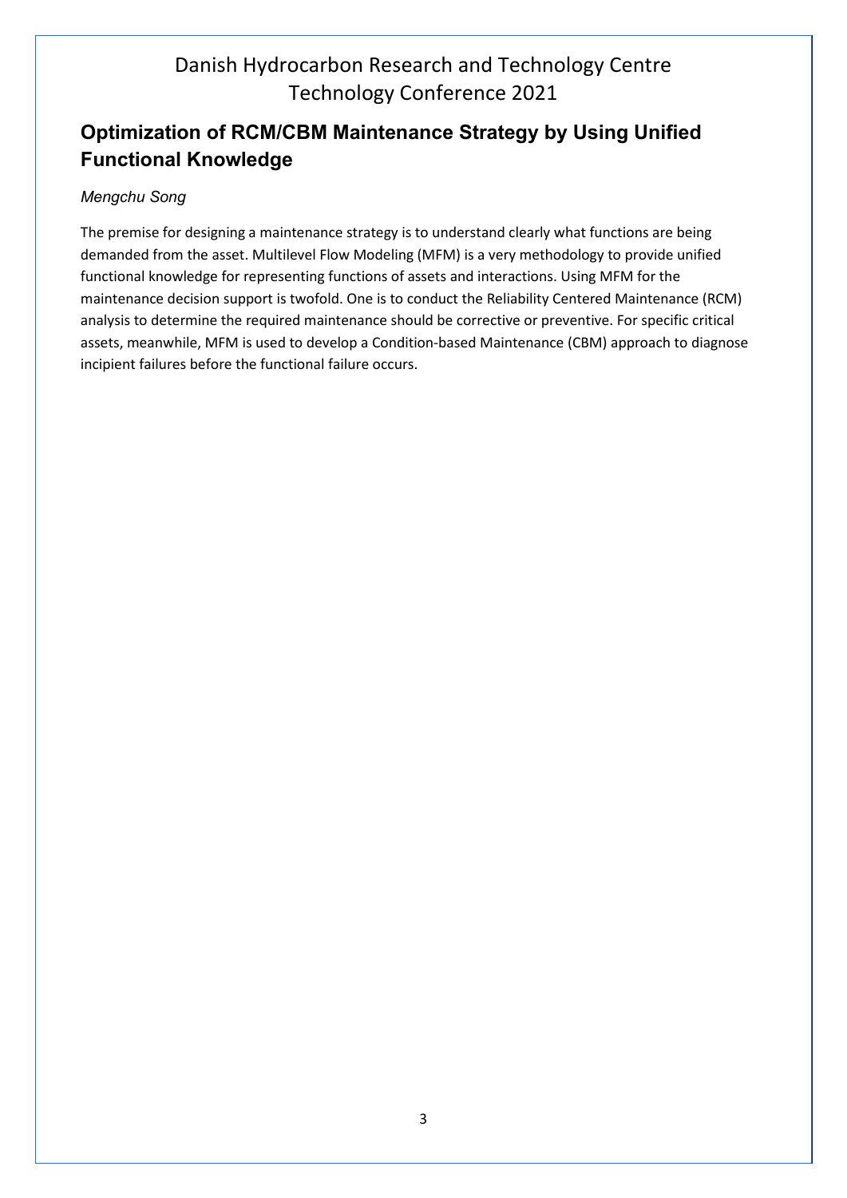## Optimization of RCM/CBM Maintenance Strategy by Using Unified Functional Knowledge

*Mengchu Song*

The premise for designing a maintenance strategy is to understand clearly what functions are being demanded from the asset. Multilevel Flow Modeling (MFM) is a very methodology to provide unified functional knowledge for representing functions of assets and interactions. Using MFM for the maintenance decision support is twofold. One is to conduct the Reliability Centered Maintenance (RCM) analysis to determine the required maintenance should be corrective or preventive. For specific critical assets, meanwhile, MFM is used to develop a Condition-based Maintenance (CBM) approach to diagnose incipient failures before the functional failure occurs.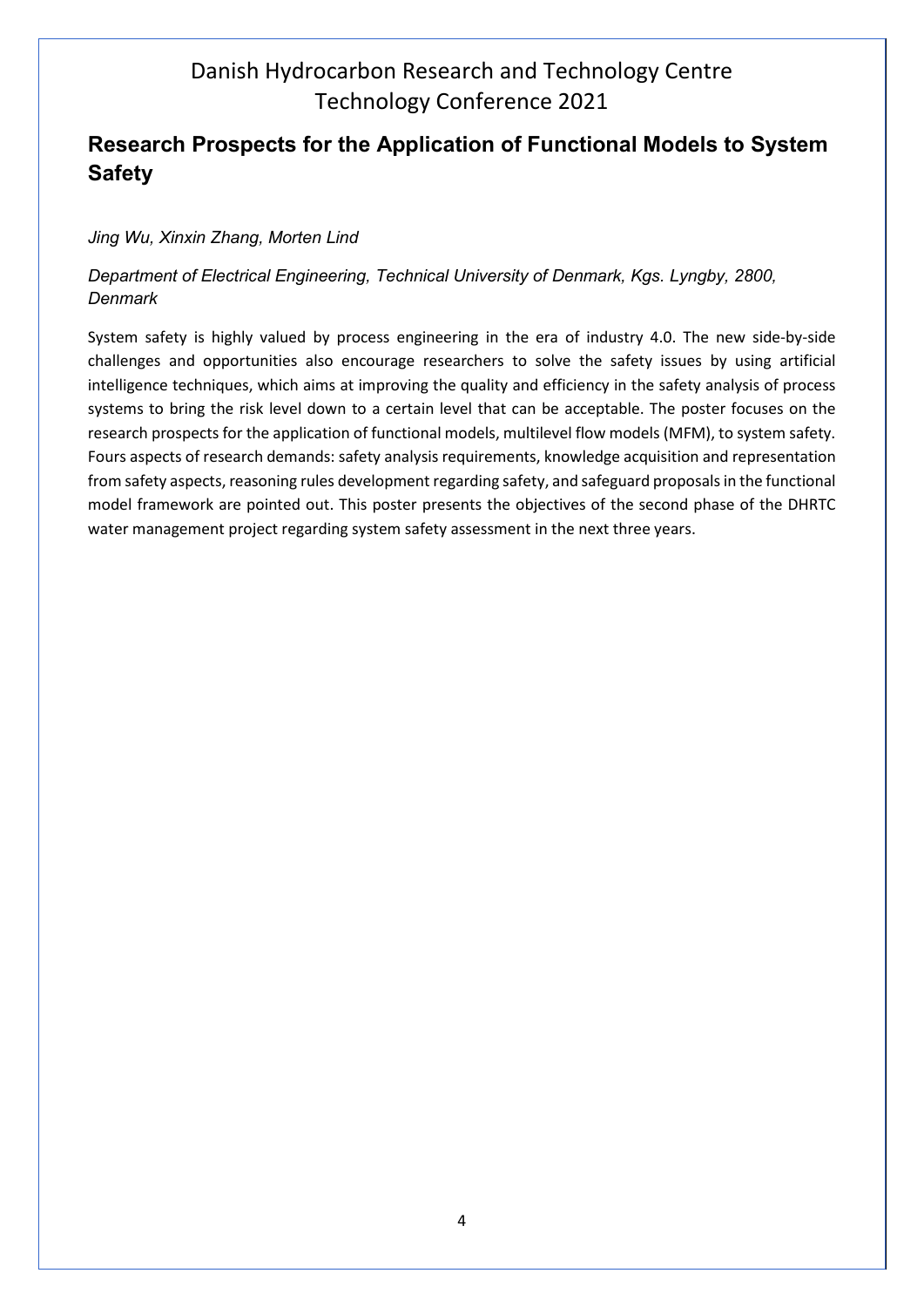## Research Prospects for the Application of Functional Models to System Safety

*Jing Wu, Xinxin Zhang, Morten Lind*

*Department of Electrical Engineering, Technical University of Denmark, Kgs. Lyngby, 2800, Denmark*

System safety is highly valued by process engineering in the era of industry 4.0. The new side-by-side challenges and opportunities also encourage researchers to solve the safety issues by using artificial intelligence techniques, which aims at improving the quality and efficiency in the safety analysis of process systems to bring the risk level down to a certain level that can be acceptable. The poster focuses on the research prospects for the application of functional models, multilevel flow models (MFM), to system safety. Fours aspects of research demands: safety analysis requirements, knowledge acquisition and representation from safety aspects, reasoning rules development regarding safety, and safeguard proposals in the functional model framework are pointed out. This poster presents the objectives of the second phase of the DHRTC water management project regarding system safety assessment in the next three years.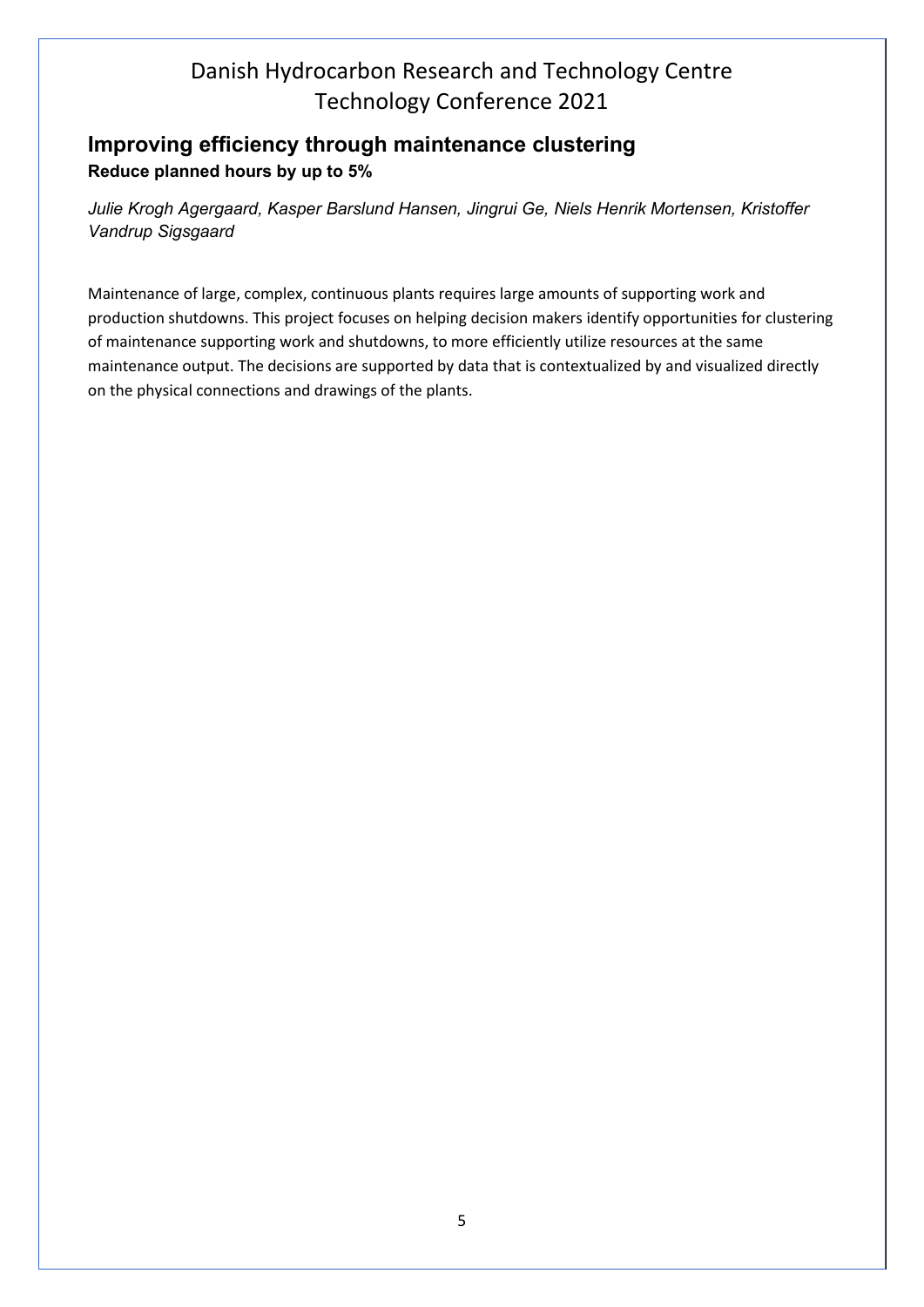## Improving efficiency through maintenance clustering

**Reduce planned hours by up to 5%**

*Julie Krogh Agergaard, Kasper Barslund Hansen, Jingrui Ge, Niels Henrik Mortensen, Kristoffer Vandrup Sigsgaard*

Maintenance of large, complex, continuous plants requires large amounts of supporting work and production shutdowns. This project focuses on helping decision makers identify opportunities for clustering of maintenance supporting work and shutdowns, to more efficiently utilize resources at the same maintenance output. The decisions are supported by data that is contextualized by and visualized directly on the physical connections and drawings of the plants.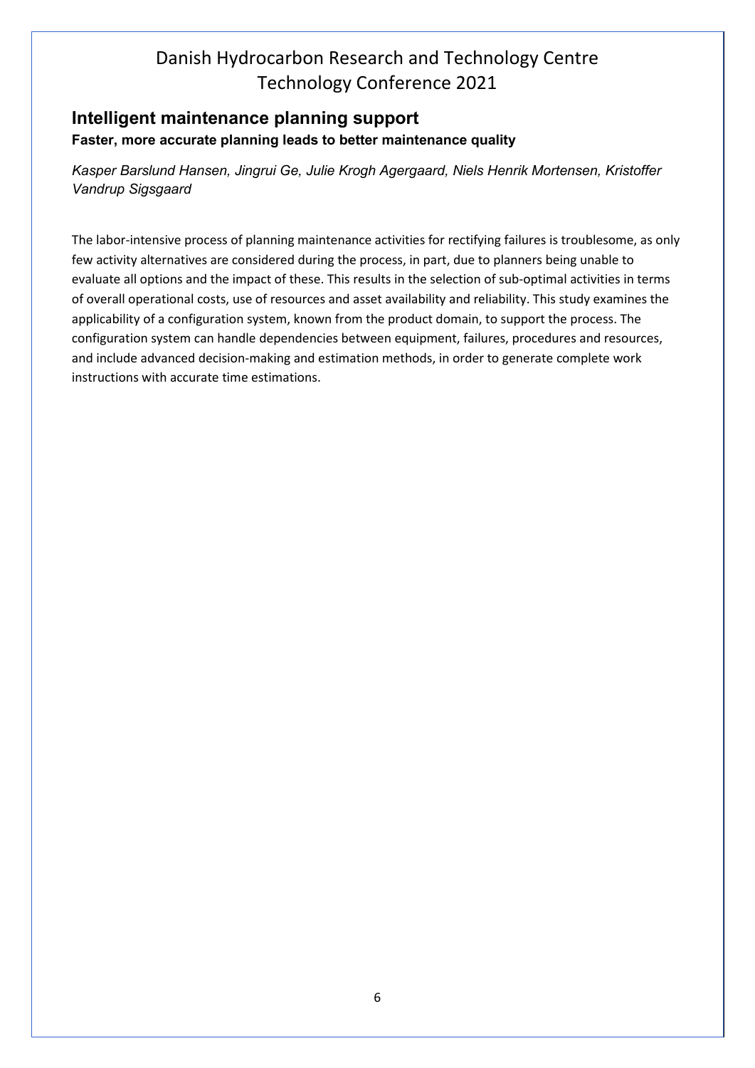## Intelligent maintenance planning support

### Faster, more accurate planning leads to better maintenance quality

*Kasper Barslund Hansen, Jingrui Ge, Julie Krogh Agergaard, Niels Henrik Mortensen, Kristoffer Vandrup Sigsgaard*

The labor-intensive process of planning maintenance activities for rectifying failures is troublesome, as only few activity alternatives are considered during the process, in part, due to planners being unable to evaluate all options and the impact of these. This results in the selection of sub-optimal activities in terms of overall operational costs, use of resources and asset availability and reliability. This study examines the applicability of a configuration system, known from the product domain, to support the process. The configuration system can handle dependencies between equipment, failures, procedures and resources, and include advanced decision-making and estimation methods, in order to generate complete work instructions with accurate time estimations.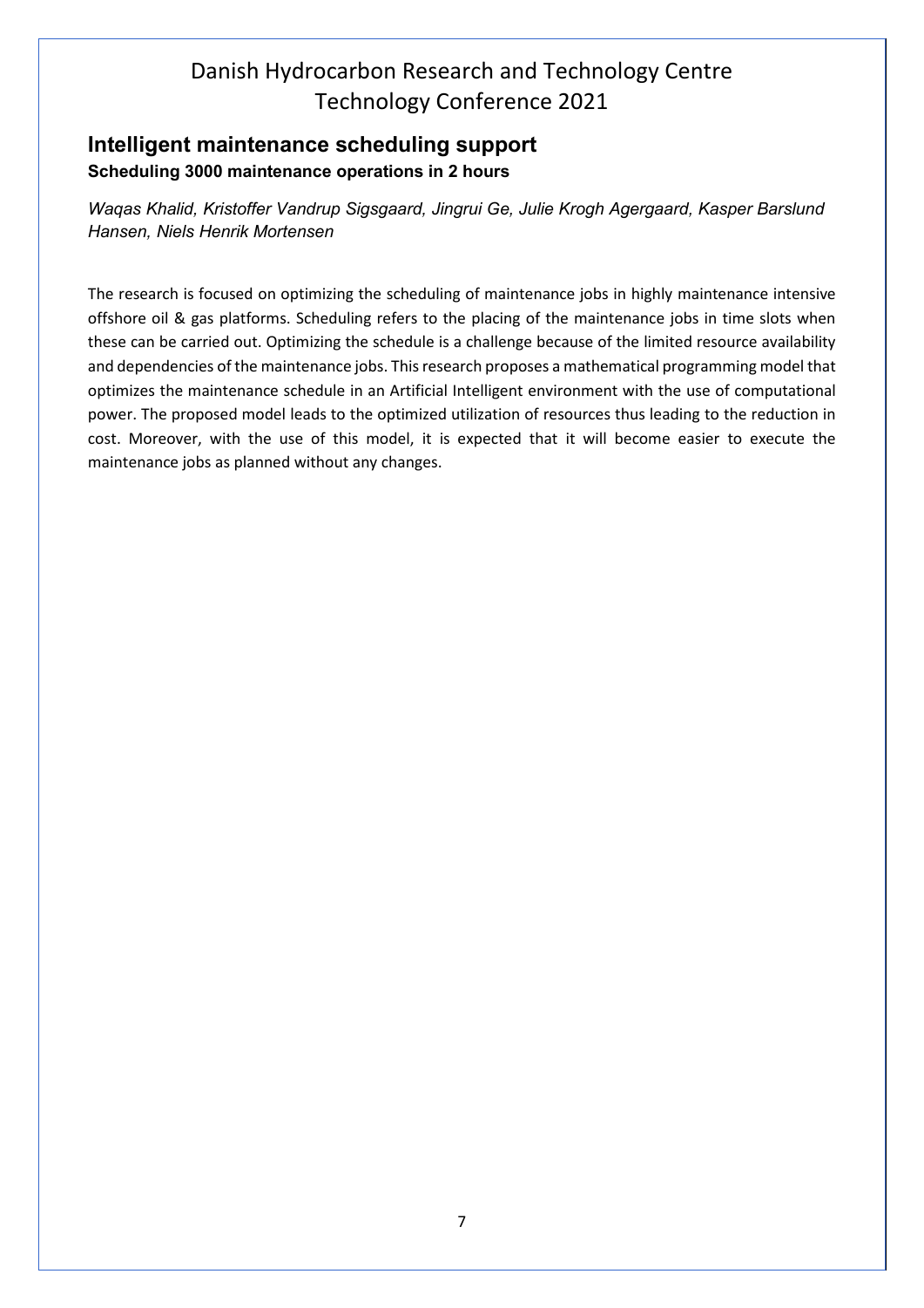## Intelligent maintenance scheduling support

**Scheduling 3000 maintenance operations in 2 hours**

*Waqas Khalid, Kristoffer Vandrup Sigsgaard, Jingrui Ge, Julie Krogh Agergaard, Kasper Barslund Hansen, Niels Henrik Mortensen*

The research is focused on optimizing the scheduling of maintenance jobs in highly maintenance intensive offshore oil & gas platforms. Scheduling refers to the placing of the maintenance jobs in time slots when these can be carried out. Optimizing the schedule is a challenge because of the limited resource availability and dependencies of the maintenance jobs. This research proposes a mathematical programming model that optimizes the maintenance schedule in an Artificial Intelligent environment with the use of computational power. The proposed model leads to the optimized utilization of resources thus leading to the reduction in cost. Moreover, with the use of this model, it is expected that it will become easier to execute the maintenance jobs as planned without any changes.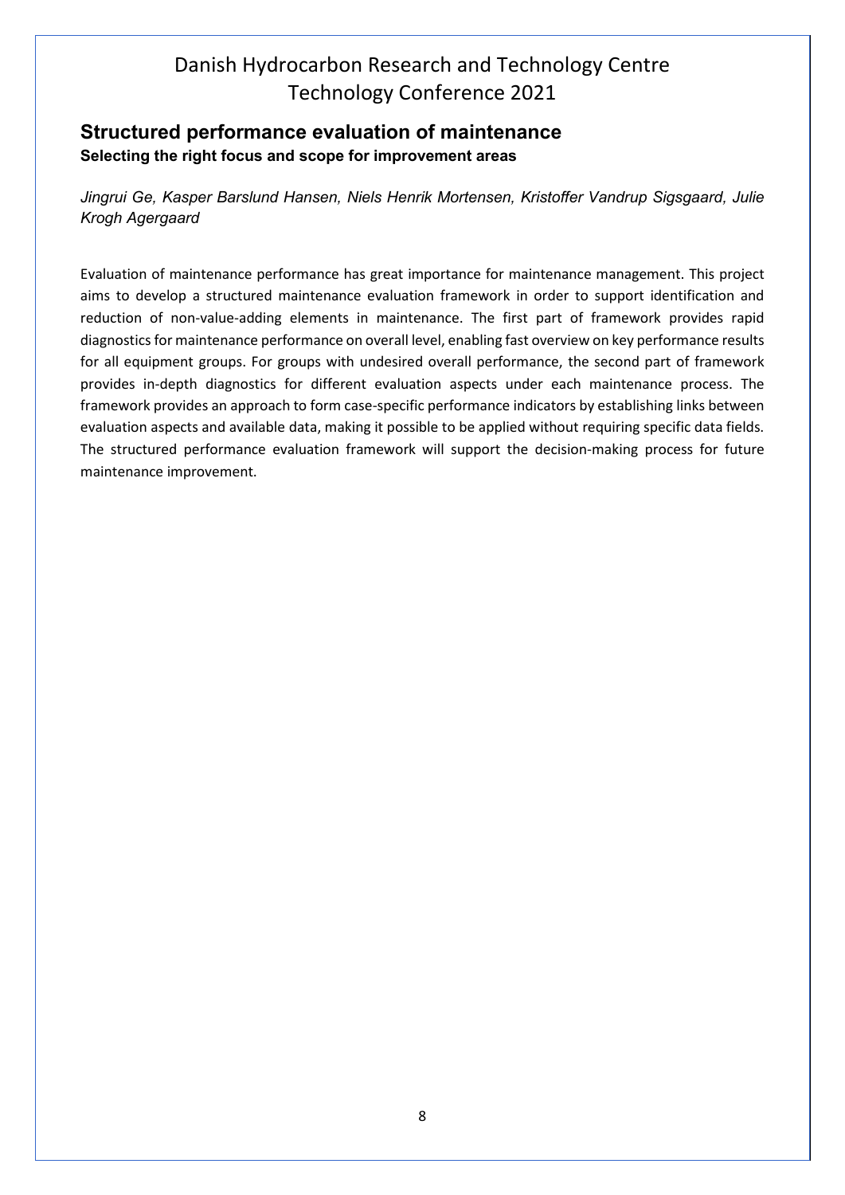# Danish Hydrocarbon Research and Technology Centre Technology Conference 2021

## Structured performance evaluation of maintenance

### Selecting the right focus and scope for improvement areas

*Jingrui Ge, Kasper Barslund Hansen, Niels Henrik Mortensen, Kristoffer Vandrup Sigsgaard, Julie Krogh Agergaard*

Evaluation of maintenance performance has great importance for maintenance management. This project aims to develop a structured maintenance evaluation framework in order to support identification and reduction of non-value-adding elements in maintenance. The first part of framework provides rapid diagnostics for maintenance performance on overall level, enabling fast overview on key performance results for all equipment groups. For groups with undesired overall performance, the second part of framework provides in-depth diagnostics for different evaluation aspects under each maintenance process. The framework provides an approach to form case-specific performance indicators by establishing links between evaluation aspects and available data, making it possible to be applied without requiring specific data fields. The structured performance evaluation framework will support the decision-making process for future maintenance improvement.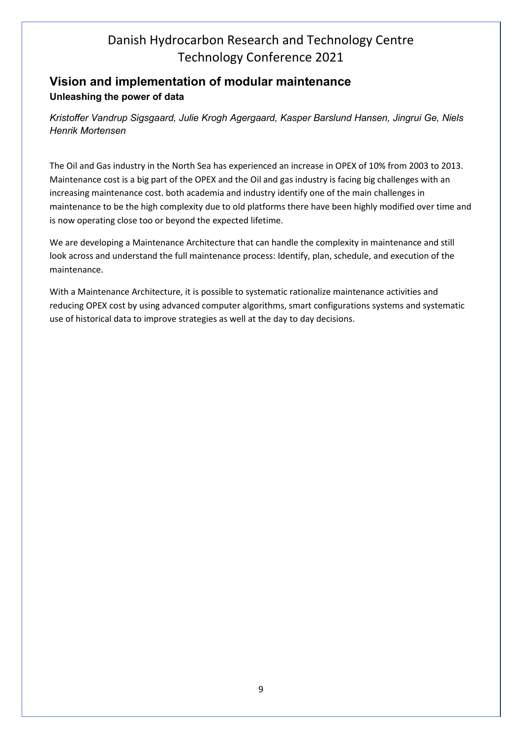# Danish Hydrocarbon Research and Technology Centre Technology Conference 2021

## Vision and implementation of modular maintenance

### Unleashing the power of data

*Kristoffer Vandrup Sigsgaard, Julie Krogh Agergaard, Kasper Barslund Hansen, Jingrui Ge, Niels Henrik Mortensen*

The Oil and Gas industry in the North Sea has experienced an increase in OPEX of 10% from 2003 to 2013. Maintenance cost is a big part of the OPEX and the Oil and gas industry is facing big challenges with an increasing maintenance cost. both academia and industry identify one of the main challenges in maintenance to be the high complexity due to old platforms there have been highly modified over time and is now operating close too or beyond the expected lifetime.

We are developing a Maintenance Architecture that can handle the complexity in maintenance and still look across and understand the full maintenance process: Identify, plan, schedule, and execution of the maintenance.

With a Maintenance Architecture, it is possible to systematic rationalize maintenance activities and reducing OPEX cost by using advanced computer algorithms, smart configurations systems and systematic use of historical data to improve strategies as well at the day to day decisions.